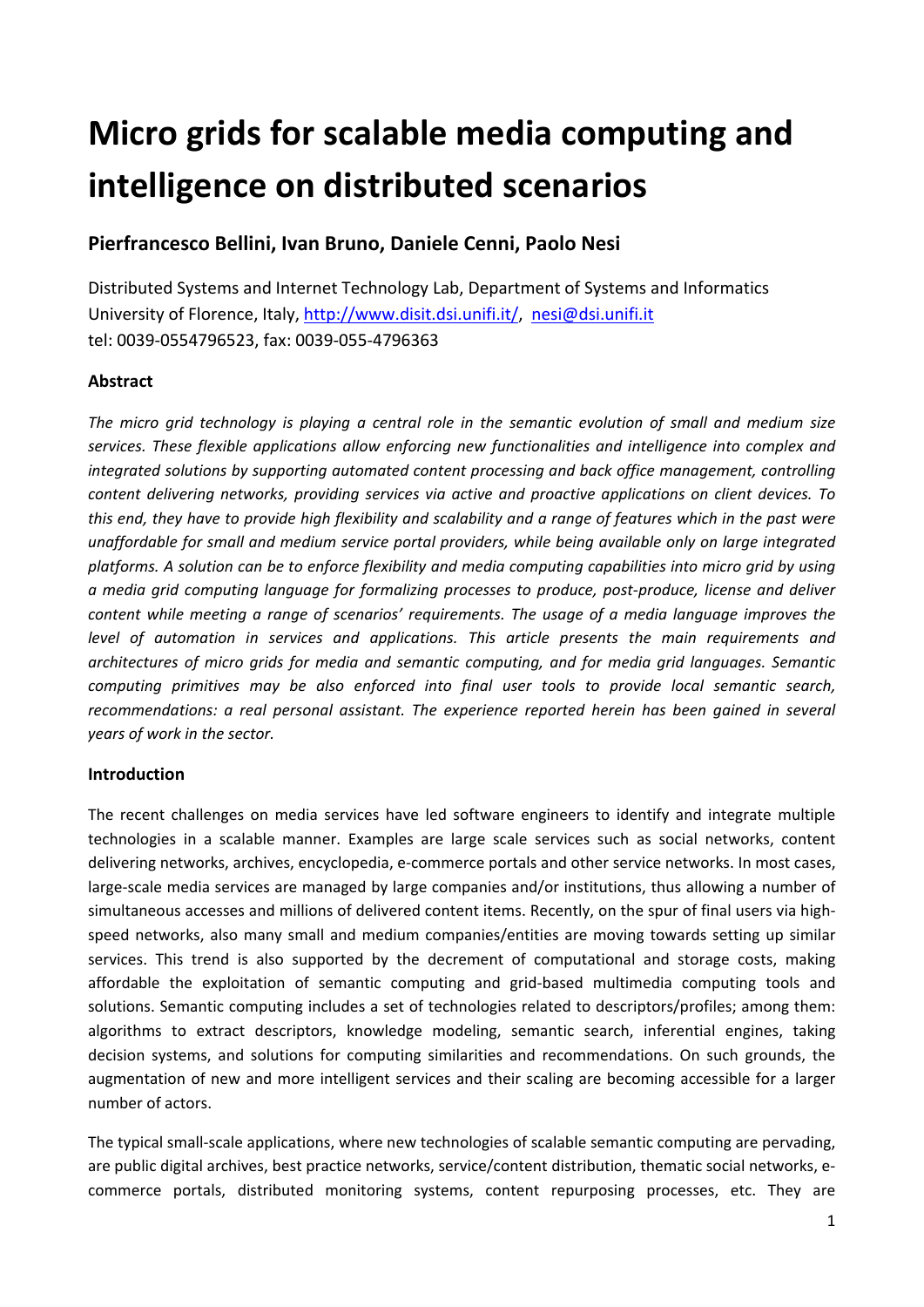# Micro grids for scalable media computing and intelligence on distributed scenarios

## Pierfrancesco Bellini, Ivan Bruno, Daniele Cenni, Paolo Nesi

Distributed Systems and Internet Technology Lab, Department of Systems and Informatics
University of Florence, Italy, http://www.disit.dsi.unifi.it/, nesi@dsi.unifi.it
tel: 0039-0554796523, fax: 0039-055-4796363

### Abstract

*The micro grid technology is playing a central role in the semantic evolution of small and medium size services. These flexible applications allow enforcing new functionalities and intelligence into complex and integrated solutions by supporting automated content processing and back office management, controlling content delivering networks, providing services via active and proactive applications on client devices. To this end, they have to provide high flexibility and scalability and a range of features which in the past were unaffordable for small and medium service portal providers, while being available only on large integrated platforms. A solution can be to enforce flexibility and media computing capabilities into micro grid by using a media grid computing language for formalizing processes to produce, post-produce, license and deliver content while meeting a range of scenarios' requirements. The usage of a media language improves the level of automation in services and applications. This article presents the main requirements and architectures of micro grids for media and semantic computing, and for media grid languages. Semantic computing primitives may be also enforced into final user tools to provide local semantic search, recommendations: a real personal assistant. The experience reported herein has been gained in several years of work in the sector.*

### Introduction

The recent challenges on media services have led software engineers to identify and integrate multiple technologies in a scalable manner. Examples are large scale services such as social networks, content delivering networks, archives, encyclopedia, e-commerce portals and other service networks. In most cases, large-scale media services are managed by large companies and/or institutions, thus allowing a number of simultaneous accesses and millions of delivered content items. Recently, on the spur of final users via high-speed networks, also many small and medium companies/entities are moving towards setting up similar services. This trend is also supported by the decrement of computational and storage costs, making affordable the exploitation of semantic computing and grid-based multimedia computing tools and solutions. Semantic computing includes a set of technologies related to descriptors/profiles; among them: algorithms to extract descriptors, knowledge modeling, semantic search, inferential engines, taking decision systems, and solutions for computing similarities and recommendations. On such grounds, the augmentation of new and more intelligent services and their scaling are becoming accessible for a larger number of actors.

The typical small-scale applications, where new technologies of scalable semantic computing are pervading, are public digital archives, best practice networks, service/content distribution, thematic social networks, e-commerce portals, distributed monitoring systems, content repurposing processes, etc. They are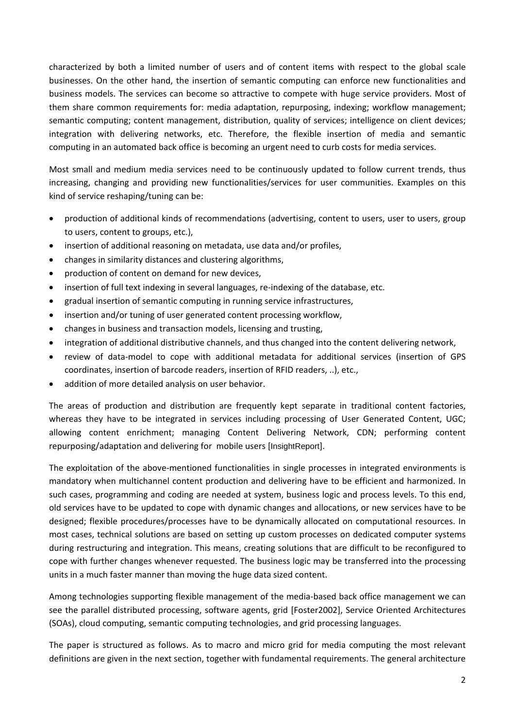characterized by both a limited number of users and of content items with respect to the global scale businesses. On the other hand, the insertion of semantic computing can enforce new functionalities and business models. The services can become so attractive to compete with huge service providers. Most of them share common requirements for: media adaptation, repurposing, indexing; workflow management; semantic computing; content management, distribution, quality of services; intelligence on client devices; integration with delivering networks, etc. Therefore, the flexible insertion of media and semantic computing in an automated back office is becoming an urgent need to curb costs for media services.

Most small and medium media services need to be continuously updated to follow current trends, thus increasing, changing and providing new functionalities/services for user communities. Examples on this kind of service reshaping/tuning can be:

- production of additional kinds of recommendations (advertising, content to users, user to users, group to users, content to groups, etc.),
- insertion of additional reasoning on metadata, use data and/or profiles,
- changes in similarity distances and clustering algorithms,
- production of content on demand for new devices,
- insertion of full text indexing in several languages, re-indexing of the database, etc.
- gradual insertion of semantic computing in running service infrastructures,
- insertion and/or tuning of user generated content processing workflow,
- changes in business and transaction models, licensing and trusting,
- integration of additional distributive channels, and thus changed into the content delivering network,
- review of data-model to cope with additional metadata for additional services (insertion of GPS coordinates, insertion of barcode readers, insertion of RFID readers, ..), etc.,
- addition of more detailed analysis on user behavior.

The areas of production and distribution are frequently kept separate in traditional content factories, whereas they have to be integrated in services including processing of User Generated Content, UGC; allowing content enrichment; managing Content Delivering Network, CDN; performing content repurposing/adaptation and delivering for mobile users [InsightReport].

The exploitation of the above-mentioned functionalities in single processes in integrated environments is mandatory when multichannel content production and delivering have to be efficient and harmonized. In such cases, programming and coding are needed at system, business logic and process levels. To this end, old services have to be updated to cope with dynamic changes and allocations, or new services have to be designed; flexible procedures/processes have to be dynamically allocated on computational resources. In most cases, technical solutions are based on setting up custom processes on dedicated computer systems during restructuring and integration. This means, creating solutions that are difficult to be reconfigured to cope with further changes whenever requested. The business logic may be transferred into the processing units in a much faster manner than moving the huge data sized content.

Among technologies supporting flexible management of the media-based back office management we can see the parallel distributed processing, software agents, grid [Foster2002], Service Oriented Architectures (SOAs), cloud computing, semantic computing technologies, and grid processing languages.

The paper is structured as follows. As to macro and micro grid for media computing the most relevant definitions are given in the next section, together with fundamental requirements. The general architecture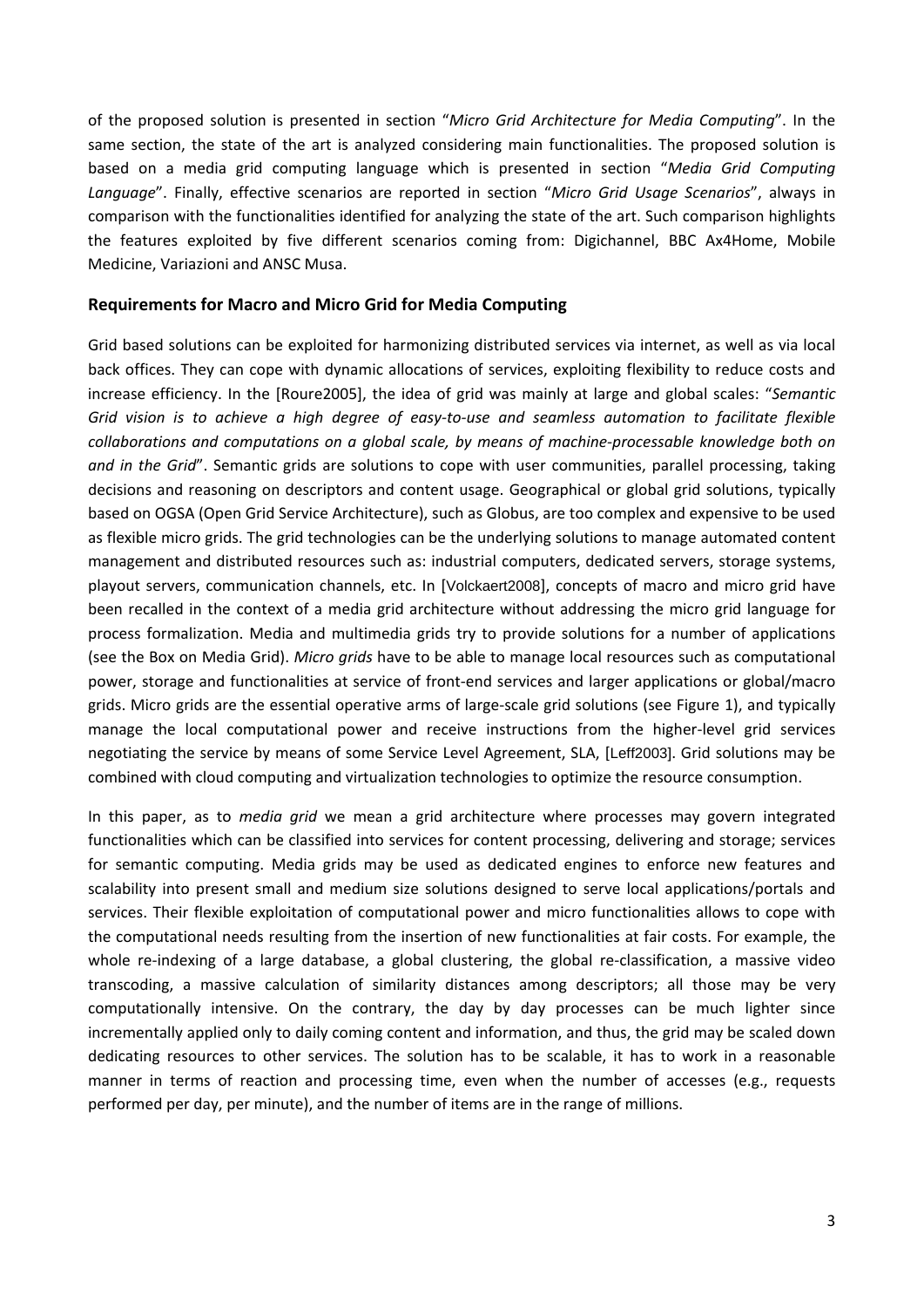of the proposed solution is presented in section "*Micro Grid Architecture for Media Computing*". In the same section, the state of the art is analyzed considering main functionalities. The proposed solution is based on a media grid computing language which is presented in section "*Media Grid Computing Language*". Finally, effective scenarios are reported in section "*Micro Grid Usage Scenarios*", always in comparison with the functionalities identified for analyzing the state of the art. Such comparison highlights the features exploited by five different scenarios coming from: Digichannel, BBC Ax4Home, Mobile Medicine, Variazioni and ANSC Musa.

## Requirements for Macro and Micro Grid for Media Computing

Grid based solutions can be exploited for harmonizing distributed services via internet, as well as via local back offices. They can cope with dynamic allocations of services, exploiting flexibility to reduce costs and increase efficiency. In the [Roure2005], the idea of grid was mainly at large and global scales: "*Semantic Grid vision is to achieve a high degree of easy-to-use and seamless automation to facilitate flexible collaborations and computations on a global scale, by means of machine-processable knowledge both on and in the Grid*". Semantic grids are solutions to cope with user communities, parallel processing, taking decisions and reasoning on descriptors and content usage. Geographical or global grid solutions, typically based on OGSA (Open Grid Service Architecture), such as Globus, are too complex and expensive to be used as flexible micro grids. The grid technologies can be the underlying solutions to manage automated content management and distributed resources such as: industrial computers, dedicated servers, storage systems, playout servers, communication channels, etc. In [Volckaert2008], concepts of macro and micro grid have been recalled in the context of a media grid architecture without addressing the micro grid language for process formalization. Media and multimedia grids try to provide solutions for a number of applications (see the Box on Media Grid). *Micro grids* have to be able to manage local resources such as computational power, storage and functionalities at service of front-end services and larger applications or global/macro grids. Micro grids are the essential operative arms of large-scale grid solutions (see Figure 1), and typically manage the local computational power and receive instructions from the higher-level grid services negotiating the service by means of some Service Level Agreement, SLA, [Leff2003]. Grid solutions may be combined with cloud computing and virtualization technologies to optimize the resource consumption.

In this paper, as to *media grid* we mean a grid architecture where processes may govern integrated functionalities which can be classified into services for content processing, delivering and storage; services for semantic computing. Media grids may be used as dedicated engines to enforce new features and scalability into present small and medium size solutions designed to serve local applications/portals and services. Their flexible exploitation of computational power and micro functionalities allows to cope with the computational needs resulting from the insertion of new functionalities at fair costs. For example, the whole re-indexing of a large database, a global clustering, the global re-classification, a massive video transcoding, a massive calculation of similarity distances among descriptors; all those may be very computationally intensive. On the contrary, the day by day processes can be much lighter since incrementally applied only to daily coming content and information, and thus, the grid may be scaled down dedicating resources to other services. The solution has to be scalable, it has to work in a reasonable manner in terms of reaction and processing time, even when the number of accesses (e.g., requests performed per day, per minute), and the number of items are in the range of millions.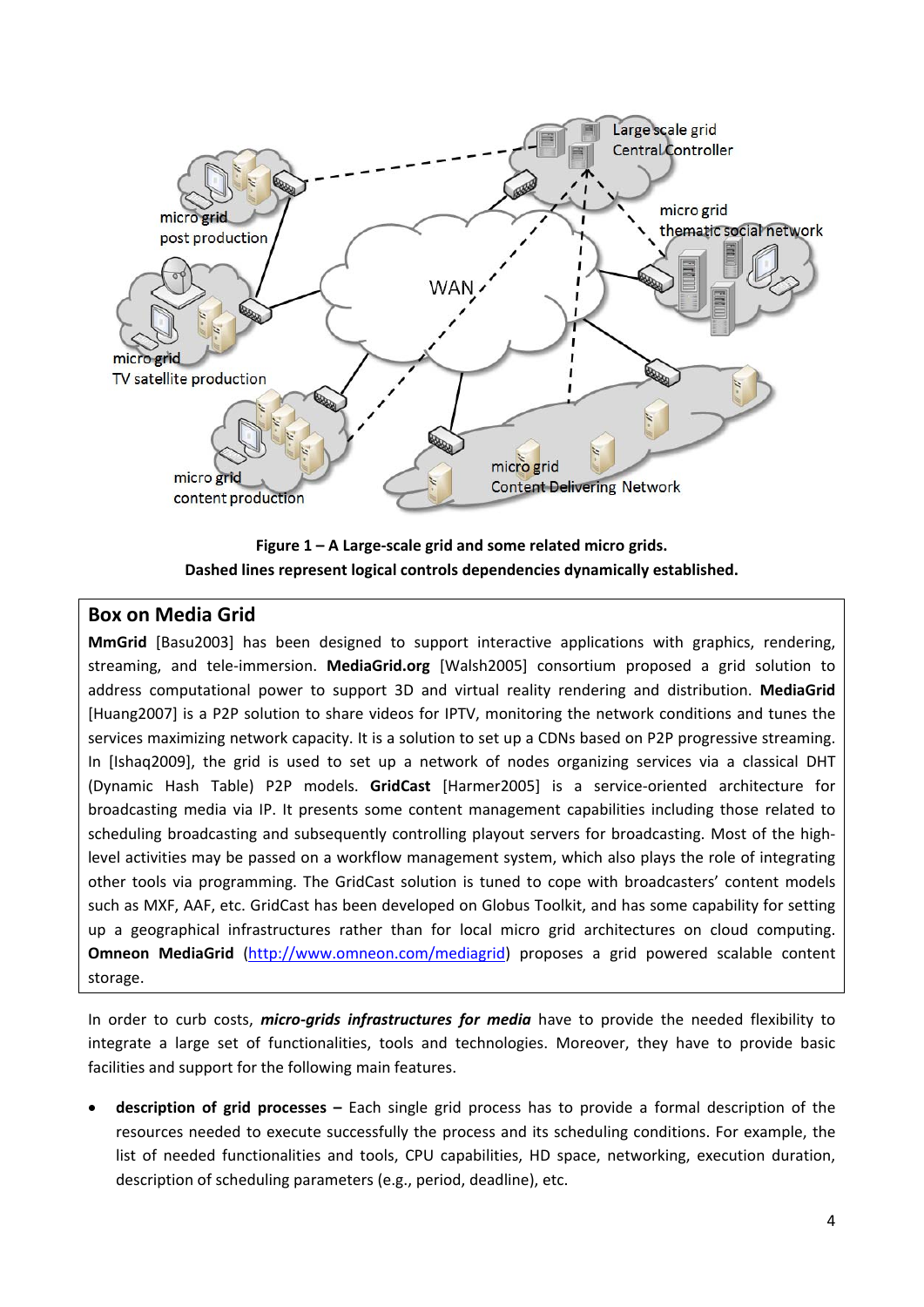**Figure 1 – A Large-scale grid and some related micro grids.**
**Dashed lines represent logical controls dependencies dynamically established.**

## Box on Media Grid

**MmGrid** [Basu2003] has been designed to support interactive applications with graphics, rendering, streaming, and tele-immersion. **MediaGrid.org** [Walsh2005] consortium proposed a grid solution to address computational power to support 3D and virtual reality rendering and distribution. **MediaGrid** [Huang2007] is a P2P solution to share videos for IPTV, monitoring the network conditions and tunes the services maximizing network capacity. It is a solution to set up a CDNs based on P2P progressive streaming. In [Ishaq2009], the grid is used to set up a network of nodes organizing services via a classical DHT (Dynamic Hash Table) P2P models. **GridCast** [Harmer2005] is a service-oriented architecture for broadcasting media via IP. It presents some content management capabilities including those related to scheduling broadcasting and subsequently controlling playout servers for broadcasting. Most of the high-level activities may be passed on a workflow management system, which also plays the role of integrating other tools via programming. The GridCast solution is tuned to cope with broadcasters' content models such as MXF, AAF, etc. GridCast has been developed on Globus Toolkit, and has some capability for setting up a geographical infrastructures rather than for local micro grid architectures on cloud computing. **Omneon MediaGrid** (http://www.omneon.com/mediagrid) proposes a grid powered scalable content storage.

In order to curb costs, ***micro-grids infrastructures for media*** have to provide the needed flexibility to integrate a large set of functionalities, tools and technologies. Moreover, they have to provide basic facilities and support for the following main features.

- **description of grid processes –** Each single grid process has to provide a formal description of the resources needed to execute successfully the process and its scheduling conditions. For example, the list of needed functionalities and tools, CPU capabilities, HD space, networking, execution duration, description of scheduling parameters (e.g., period, deadline), etc.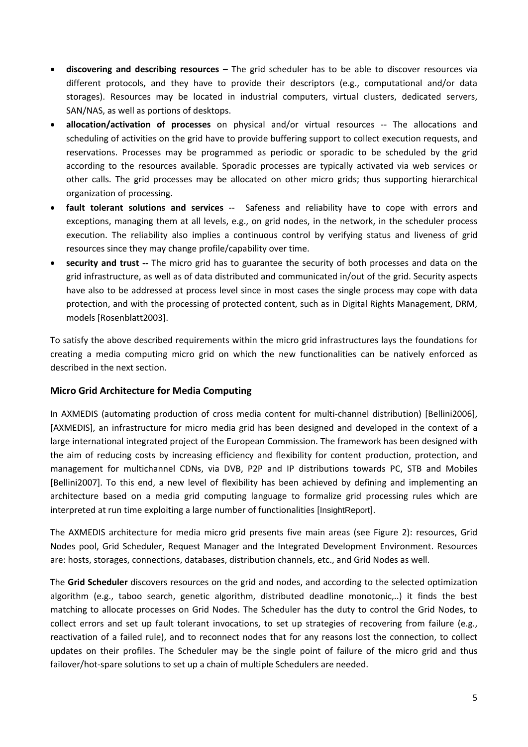- **discovering and describing resources –** The grid scheduler has to be able to discover resources via different protocols, and they have to provide their descriptors (e.g., computational and/or data storages). Resources may be located in industrial computers, virtual clusters, dedicated servers, SAN/NAS, as well as portions of desktops.
- **allocation/activation of processes** on physical and/or virtual resources -- The allocations and scheduling of activities on the grid have to provide buffering support to collect execution requests, and reservations. Processes may be programmed as periodic or sporadic to be scheduled by the grid according to the resources available. Sporadic processes are typically activated via web services or other calls. The grid processes may be allocated on other micro grids; thus supporting hierarchical organization of processing.
- **fault tolerant solutions and services** -- Safeness and reliability have to cope with errors and exceptions, managing them at all levels, e.g., on grid nodes, in the network, in the scheduler process execution. The reliability also implies a continuous control by verifying status and liveness of grid resources since they may change profile/capability over time.
- **security and trust --** The micro grid has to guarantee the security of both processes and data on the grid infrastructure, as well as of data distributed and communicated in/out of the grid. Security aspects have also to be addressed at process level since in most cases the single process may cope with data protection, and with the processing of protected content, such as in Digital Rights Management, DRM, models [Rosenblatt2003].

To satisfy the above described requirements within the micro grid infrastructures lays the foundations for creating a media computing micro grid on which the new functionalities can be natively enforced as described in the next section.

### Micro Grid Architecture for Media Computing

In AXMEDIS (automating production of cross media content for multi-channel distribution) [Bellini2006], [AXMEDIS], an infrastructure for micro media grid has been designed and developed in the context of a large international integrated project of the European Commission. The framework has been designed with the aim of reducing costs by increasing efficiency and flexibility for content production, protection, and management for multichannel CDNs, via DVB, P2P and IP distributions towards PC, STB and Mobiles [Bellini2007]. To this end, a new level of flexibility has been achieved by defining and implementing an architecture based on a media grid computing language to formalize grid processing rules which are interpreted at run time exploiting a large number of functionalities [InsightReport].

The AXMEDIS architecture for media micro grid presents five main areas (see Figure 2): resources, Grid Nodes pool, Grid Scheduler, Request Manager and the Integrated Development Environment. Resources are: hosts, storages, connections, databases, distribution channels, etc., and Grid Nodes as well.

The **Grid Scheduler** discovers resources on the grid and nodes, and according to the selected optimization algorithm (e.g., taboo search, genetic algorithm, distributed deadline monotonic,..) it finds the best matching to allocate processes on Grid Nodes. The Scheduler has the duty to control the Grid Nodes, to collect errors and set up fault tolerant invocations, to set up strategies of recovering from failure (e.g., reactivation of a failed rule), and to reconnect nodes that for any reasons lost the connection, to collect updates on their profiles. The Scheduler may be the single point of failure of the micro grid and thus failover/hot-spare solutions to set up a chain of multiple Schedulers are needed.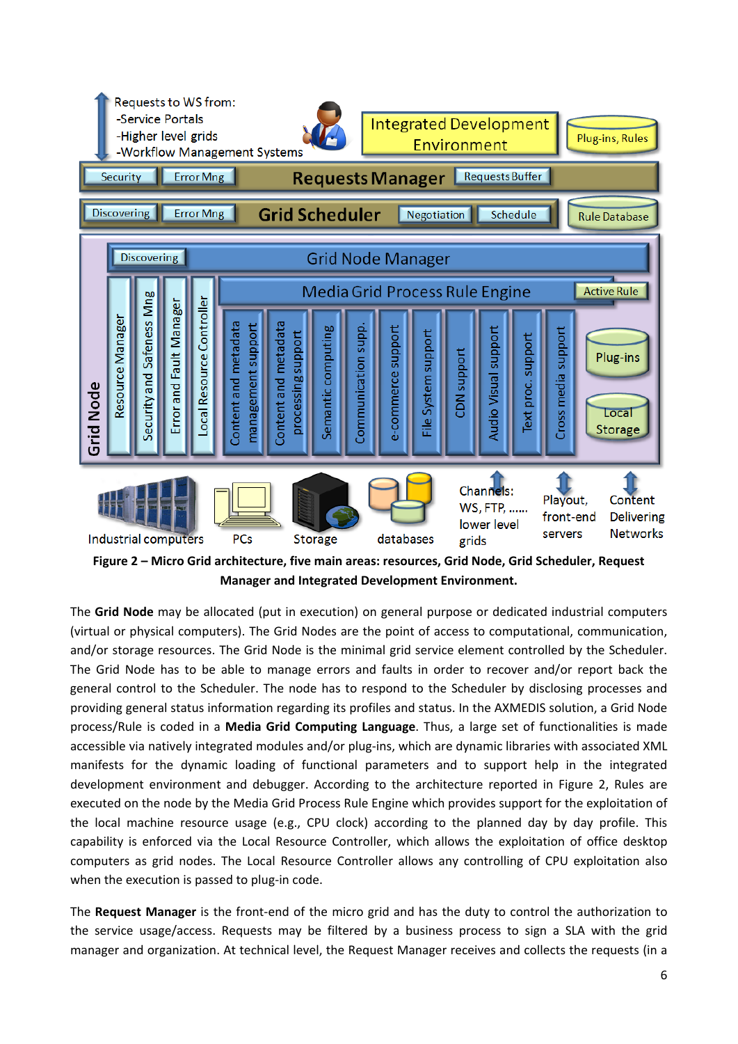**Figure 2 – Micro Grid architecture, five main areas: resources, Grid Node, Grid Scheduler, Request Manager and Integrated Development Environment.**

The **Grid Node** may be allocated (put in execution) on general purpose or dedicated industrial computers (virtual or physical computers). The Grid Nodes are the point of access to computational, communication, and/or storage resources. The Grid Node is the minimal grid service element controlled by the Scheduler. The Grid Node has to be able to manage errors and faults in order to recover and/or report back the general control to the Scheduler. The node has to respond to the Scheduler by disclosing processes and providing general status information regarding its profiles and status. In the AXMEDIS solution, a Grid Node process/Rule is coded in a **Media Grid Computing Language**. Thus, a large set of functionalities is made accessible via natively integrated modules and/or plug-ins, which are dynamic libraries with associated XML manifests for the dynamic loading of functional parameters and to support help in the integrated development environment and debugger. According to the architecture reported in Figure 2, Rules are executed on the node by the Media Grid Process Rule Engine which provides support for the exploitation of the local machine resource usage (e.g., CPU clock) according to the planned day by day profile. This capability is enforced via the Local Resource Controller, which allows the exploitation of office desktop computers as grid nodes. The Local Resource Controller allows any controlling of CPU exploitation also when the execution is passed to plug-in code.

The **Request Manager** is the front-end of the micro grid and has the duty to control the authorization to the service usage/access. Requests may be filtered by a business process to sign a SLA with the grid manager and organization. At technical level, the Request Manager receives and collects the requests (in a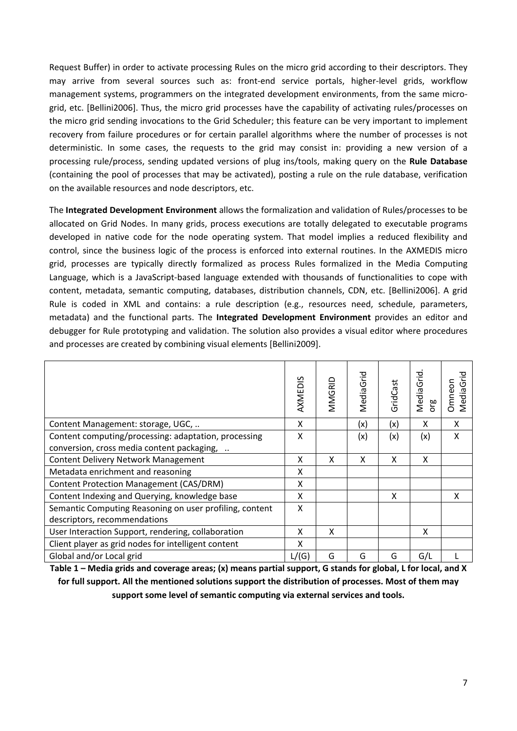Request Buffer) in order to activate processing Rules on the micro grid according to their descriptors. They may arrive from several sources such as: front-end service portals, higher-level grids, workflow management systems, programmers on the integrated development environments, from the same micro-grid, etc. [Bellini2006]. Thus, the micro grid processes have the capability of activating rules/processes on the micro grid sending invocations to the Grid Scheduler; this feature can be very important to implement recovery from failure procedures or for certain parallel algorithms where the number of processes is not deterministic. In some cases, the requests to the grid may consist in: providing a new version of a processing rule/process, sending updated versions of plug ins/tools, making query on the **Rule Database** (containing the pool of processes that may be activated), posting a rule on the rule database, verification on the available resources and node descriptors, etc.

The **Integrated Development Environment** allows the formalization and validation of Rules/processes to be allocated on Grid Nodes. In many grids, process executions are totally delegated to executable programs developed in native code for the node operating system. That model implies a reduced flexibility and control, since the business logic of the process is enforced into external routines. In the AXMEDIS micro grid, processes are typically directly formalized as process Rules formalized in the Media Computing Language, which is a JavaScript-based language extended with thousands of functionalities to cope with content, metadata, semantic computing, databases, distribution channels, CDN, etc. [Bellini2006]. A grid Rule is coded in XML and contains: a rule description (e.g., resources need, schedule, parameters, metadata) and the functional parts. The **Integrated Development Environment** provides an editor and debugger for Rule prototyping and validation. The solution also provides a visual editor where procedures and processes are created by combining visual elements [Bellini2009].

| | AXMEDIS | MMGRID | MediaGrid | GridCast | MediaGrid.org | Omneon MediaGrid |
|---|---|---|---|---|---|---|
| Content Management: storage, UGC, .. | X | | (x) | (x) | X | X |
| Content computing/processing: adaptation, processing conversion, cross media content packaging, .. | X | | (x) | (x) | (x) | X |
| Content Delivery Network Management | X | X | X | X | X | |
| Metadata enrichment and reasoning | X | | | | | |
| Content Protection Management (CAS/DRM) | X | | | | | |
| Content Indexing and Querying, knowledge base | X | | | X | | X |
| Semantic Computing Reasoning on user profiling, content descriptors, recommendations | X | | | | | |
| User Interaction Support, rendering, collaboration | X | X | | | X | |
| Client player as grid nodes for intelligent content | X | | | | | |
| Global and/or Local grid | L/(G) | G | G | G | G/L | L |

**Table 1 – Media grids and coverage areas; (x) means partial support, G stands for global, L for local, and X for full support. All the mentioned solutions support the distribution of processes. Most of them may support some level of semantic computing via external services and tools.**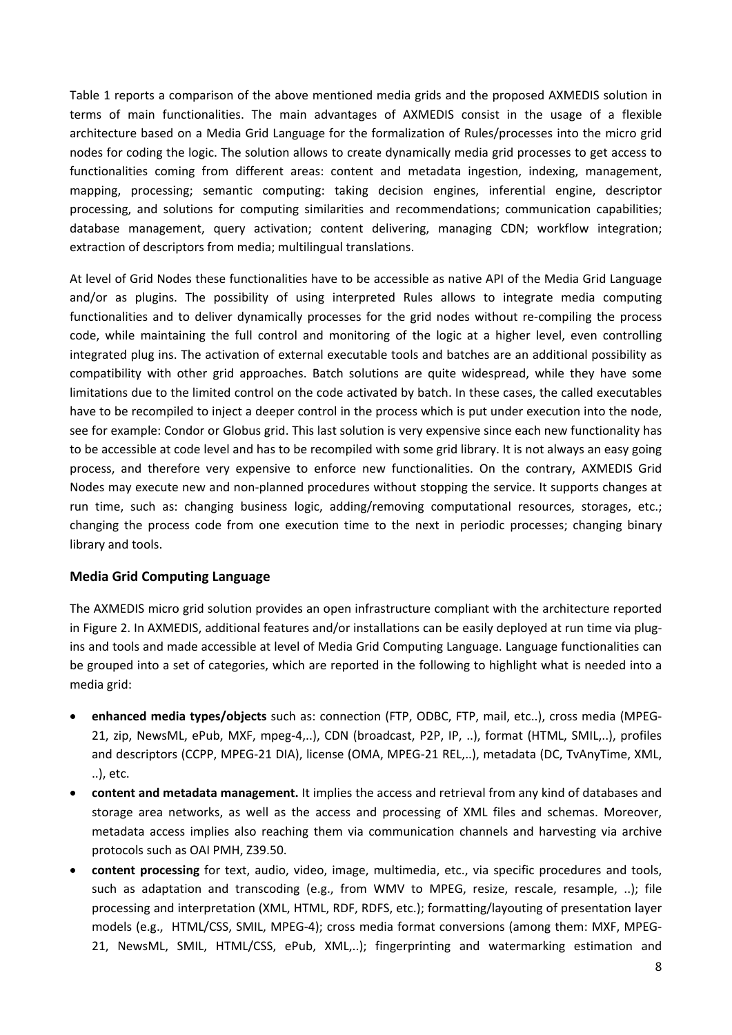Table 1 reports a comparison of the above mentioned media grids and the proposed AXMEDIS solution in terms of main functionalities. The main advantages of AXMEDIS consist in the usage of a flexible architecture based on a Media Grid Language for the formalization of Rules/processes into the micro grid nodes for coding the logic. The solution allows to create dynamically media grid processes to get access to functionalities coming from different areas: content and metadata ingestion, indexing, management, mapping, processing; semantic computing: taking decision engines, inferential engine, descriptor processing, and solutions for computing similarities and recommendations; communication capabilities; database management, query activation; content delivering, managing CDN; workflow integration; extraction of descriptors from media; multilingual translations.

At level of Grid Nodes these functionalities have to be accessible as native API of the Media Grid Language and/or as plugins. The possibility of using interpreted Rules allows to integrate media computing functionalities and to deliver dynamically processes for the grid nodes without re-compiling the process code, while maintaining the full control and monitoring of the logic at a higher level, even controlling integrated plug ins. The activation of external executable tools and batches are an additional possibility as compatibility with other grid approaches. Batch solutions are quite widespread, while they have some limitations due to the limited control on the code activated by batch. In these cases, the called executables have to be recompiled to inject a deeper control in the process which is put under execution into the node, see for example: Condor or Globus grid. This last solution is very expensive since each new functionality has to be accessible at code level and has to be recompiled with some grid library. It is not always an easy going process, and therefore very expensive to enforce new functionalities. On the contrary, AXMEDIS Grid Nodes may execute new and non-planned procedures without stopping the service. It supports changes at run time, such as: changing business logic, adding/removing computational resources, storages, etc.; changing the process code from one execution time to the next in periodic processes; changing binary library and tools.

## Media Grid Computing Language

The AXMEDIS micro grid solution provides an open infrastructure compliant with the architecture reported in Figure 2. In AXMEDIS, additional features and/or installations can be easily deployed at run time via plug-ins and tools and made accessible at level of Media Grid Computing Language. Language functionalities can be grouped into a set of categories, which are reported in the following to highlight what is needed into a media grid:

- **enhanced media types/objects** such as: connection (FTP, ODBC, FTP, mail, etc..), cross media (MPEG-21, zip, NewsML, ePub, MXF, mpeg-4,..), CDN (broadcast, P2P, IP, ..), format (HTML, SMIL,..), profiles and descriptors (CCPP, MPEG-21 DIA), license (OMA, MPEG-21 REL,..), metadata (DC, TvAnyTime, XML, ..), etc.
- **content and metadata management.** It implies the access and retrieval from any kind of databases and storage area networks, as well as the access and processing of XML files and schemas. Moreover, metadata access implies also reaching them via communication channels and harvesting via archive protocols such as OAI PMH, Z39.50.
- **content processing** for text, audio, video, image, multimedia, etc., via specific procedures and tools, such as adaptation and transcoding (e.g., from WMV to MPEG, resize, rescale, resample, ..); file processing and interpretation (XML, HTML, RDF, RDFS, etc.); formatting/layouting of presentation layer models (e.g., HTML/CSS, SMIL, MPEG-4); cross media format conversions (among them: MXF, MPEG-21, NewsML, SMIL, HTML/CSS, ePub, XML,..); fingerprinting and watermarking estimation and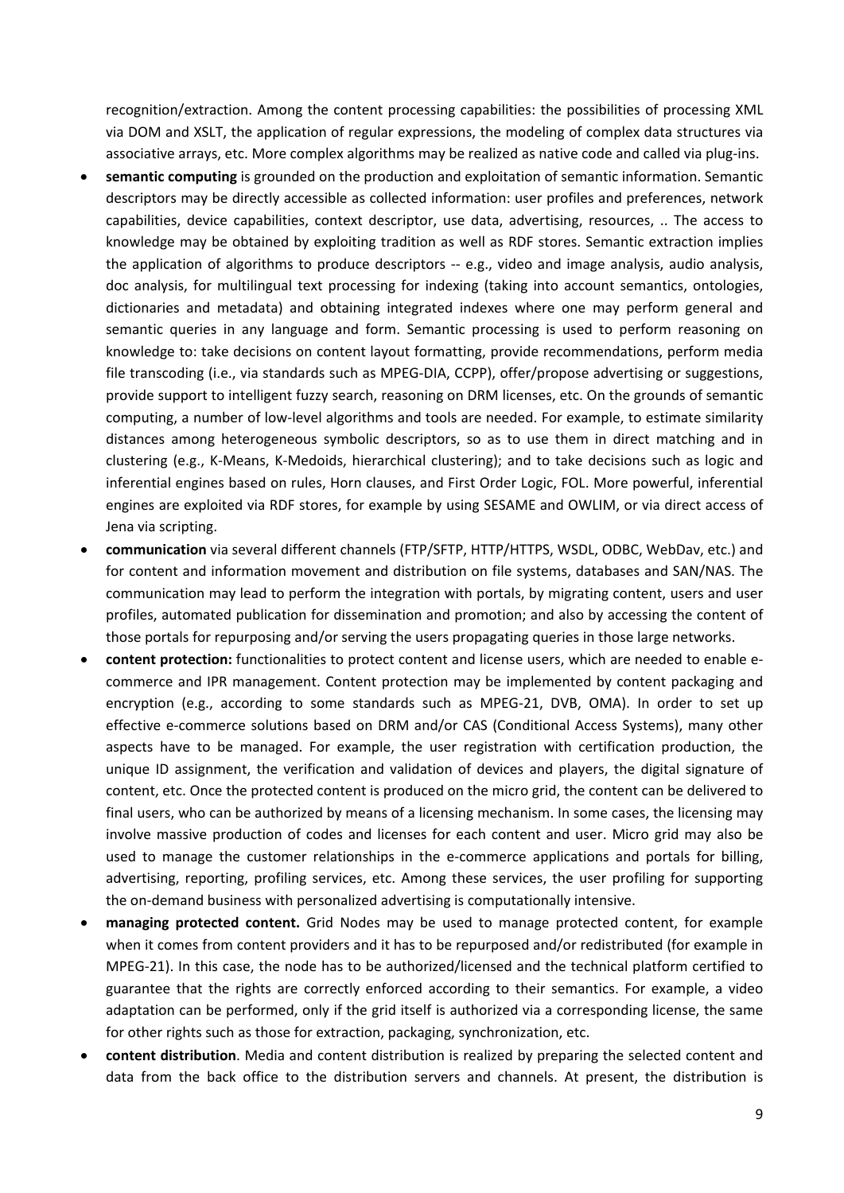recognition/extraction. Among the content processing capabilities: the possibilities of processing XML via DOM and XSLT, the application of regular expressions, the modeling of complex data structures via associative arrays, etc. More complex algorithms may be realized as native code and called via plug-ins.

- **semantic computing** is grounded on the production and exploitation of semantic information. Semantic descriptors may be directly accessible as collected information: user profiles and preferences, network capabilities, device capabilities, context descriptor, use data, advertising, resources, .. The access to knowledge may be obtained by exploiting tradition as well as RDF stores. Semantic extraction implies the application of algorithms to produce descriptors -- e.g., video and image analysis, audio analysis, doc analysis, for multilingual text processing for indexing (taking into account semantics, ontologies, dictionaries and metadata) and obtaining integrated indexes where one may perform general and semantic queries in any language and form. Semantic processing is used to perform reasoning on knowledge to: take decisions on content layout formatting, provide recommendations, perform media file transcoding (i.e., via standards such as MPEG-DIA, CCPP), offer/propose advertising or suggestions, provide support to intelligent fuzzy search, reasoning on DRM licenses, etc. On the grounds of semantic computing, a number of low-level algorithms and tools are needed. For example, to estimate similarity distances among heterogeneous symbolic descriptors, so as to use them in direct matching and in clustering (e.g., K-Means, K-Medoids, hierarchical clustering); and to take decisions such as logic and inferential engines based on rules, Horn clauses, and First Order Logic, FOL. More powerful, inferential engines are exploited via RDF stores, for example by using SESAME and OWLIM, or via direct access of Jena via scripting.
- **communication** via several different channels (FTP/SFTP, HTTP/HTTPS, WSDL, ODBC, WebDav, etc.) and for content and information movement and distribution on file systems, databases and SAN/NAS. The communication may lead to perform the integration with portals, by migrating content, users and user profiles, automated publication for dissemination and promotion; and also by accessing the content of those portals for repurposing and/or serving the users propagating queries in those large networks.
- **content protection:** functionalities to protect content and license users, which are needed to enable e-commerce and IPR management. Content protection may be implemented by content packaging and encryption (e.g., according to some standards such as MPEG-21, DVB, OMA). In order to set up effective e-commerce solutions based on DRM and/or CAS (Conditional Access Systems), many other aspects have to be managed. For example, the user registration with certification production, the unique ID assignment, the verification and validation of devices and players, the digital signature of content, etc. Once the protected content is produced on the micro grid, the content can be delivered to final users, who can be authorized by means of a licensing mechanism. In some cases, the licensing may involve massive production of codes and licenses for each content and user. Micro grid may also be used to manage the customer relationships in the e-commerce applications and portals for billing, advertising, reporting, profiling services, etc. Among these services, the user profiling for supporting the on-demand business with personalized advertising is computationally intensive.
- **managing protected content.** Grid Nodes may be used to manage protected content, for example when it comes from content providers and it has to be repurposed and/or redistributed (for example in MPEG-21). In this case, the node has to be authorized/licensed and the technical platform certified to guarantee that the rights are correctly enforced according to their semantics. For example, a video adaptation can be performed, only if the grid itself is authorized via a corresponding license, the same for other rights such as those for extraction, packaging, synchronization, etc.
- **content distribution**. Media and content distribution is realized by preparing the selected content and data from the back office to the distribution servers and channels. At present, the distribution is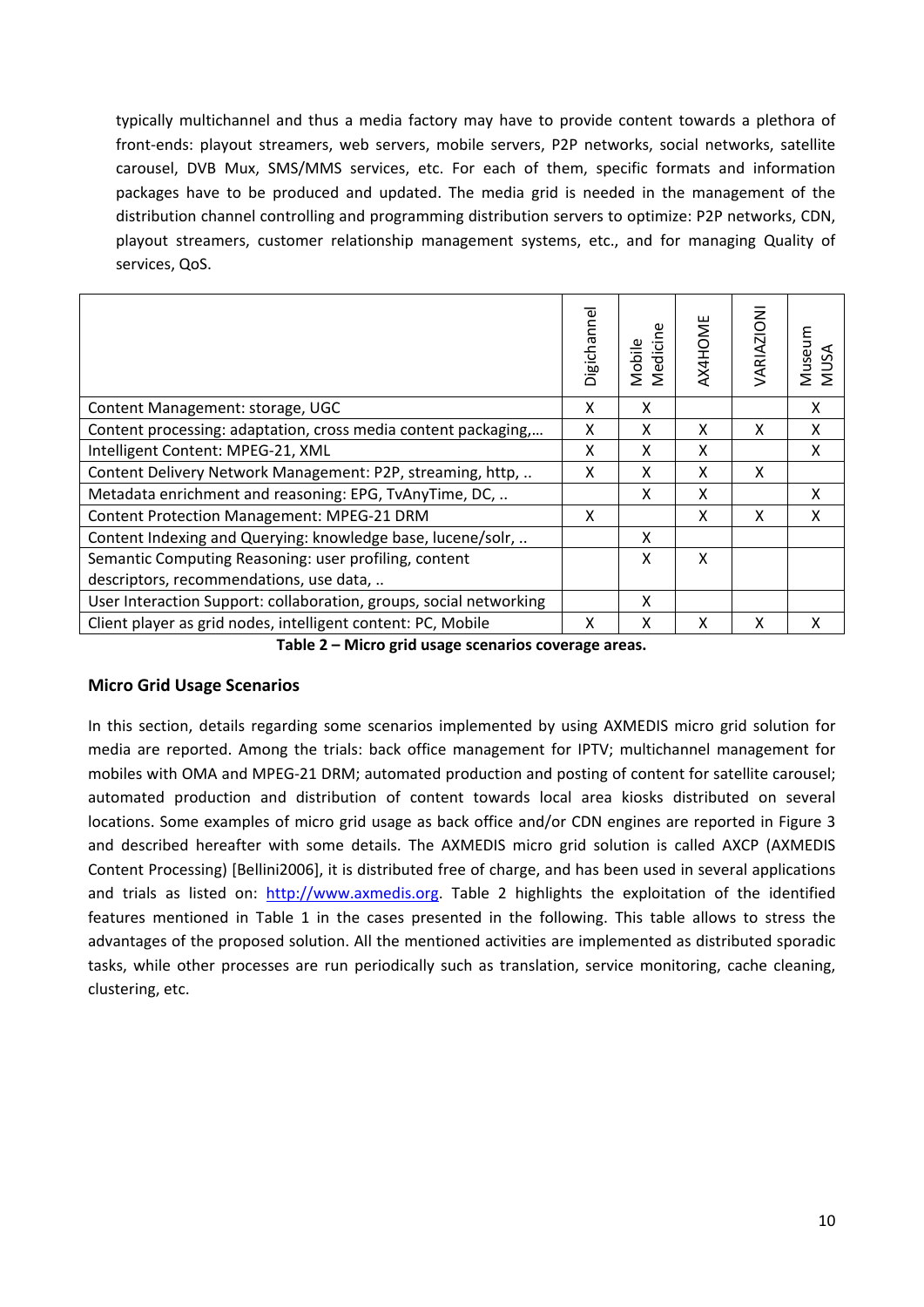typically multichannel and thus a media factory may have to provide content towards a plethora of front-ends: playout streamers, web servers, mobile servers, P2P networks, social networks, satellite carousel, DVB Mux, SMS/MMS services, etc. For each of them, specific formats and information packages have to be produced and updated. The media grid is needed in the management of the distribution channel controlling and programming distribution servers to optimize: P2P networks, CDN, playout streamers, customer relationship management systems, etc., and for managing Quality of services, QoS.

| | Digichannel | Mobile Medicine | AX4HOME | VARIAZIONI | Museum MUSA |
|---|---|---|---|---|---|
| Content Management: storage, UGC | X | X | | | X |
| Content processing: adaptation, cross media content packaging,… | X | X | X | X | X |
| Intelligent Content: MPEG-21, XML | X | X | X | | X |
| Content Delivery Network Management: P2P, streaming, http, .. | X | X | X | X | |
| Metadata enrichment and reasoning: EPG, TvAnyTime, DC, .. | | X | X | | X |
| Content Protection Management: MPEG-21 DRM | X | | X | X | X |
| Content Indexing and Querying: knowledge base, lucene/solr, .. | | X | | | |
| Semantic Computing Reasoning: user profiling, content descriptors, recommendations, use data, .. | | X | X | | |
| User Interaction Support: collaboration, groups, social networking | | X | | | |
| Client player as grid nodes, intelligent content: PC, Mobile | X | X | X | X | X |

**Table 2 – Micro grid usage scenarios coverage areas.**

### Micro Grid Usage Scenarios

In this section, details regarding some scenarios implemented by using AXMEDIS micro grid solution for media are reported. Among the trials: back office management for IPTV; multichannel management for mobiles with OMA and MPEG-21 DRM; automated production and posting of content for satellite carousel; automated production and distribution of content towards local area kiosks distributed on several locations. Some examples of micro grid usage as back office and/or CDN engines are reported in Figure 3 and described hereafter with some details. The AXMEDIS micro grid solution is called AXCP (AXMEDIS Content Processing) [Bellini2006], it is distributed free of charge, and has been used in several applications and trials as listed on: http://www.axmedis.org. Table 2 highlights the exploitation of the identified features mentioned in Table 1 in the cases presented in the following. This table allows to stress the advantages of the proposed solution. All the mentioned activities are implemented as distributed sporadic tasks, while other processes are run periodically such as translation, service monitoring, cache cleaning, clustering, etc.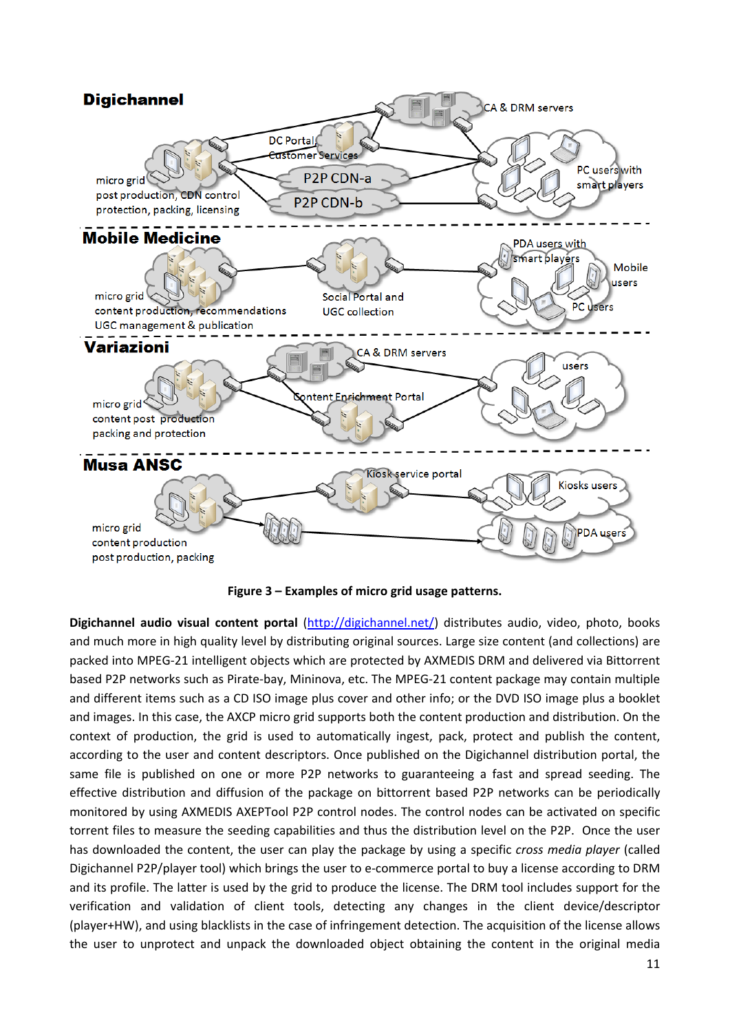**Figure 3 – Examples of micro grid usage patterns.**

**Digichannel audio visual content portal** (http://digichannel.net/) distributes audio, video, photo, books and much more in high quality level by distributing original sources. Large size content (and collections) are packed into MPEG-21 intelligent objects which are protected by AXMEDIS DRM and delivered via Bittorrent based P2P networks such as Pirate-bay, Mininova, etc. The MPEG-21 content package may contain multiple and different items such as a CD ISO image plus cover and other info; or the DVD ISO image plus a booklet and images. In this case, the AXCP micro grid supports both the content production and distribution. On the context of production, the grid is used to automatically ingest, pack, protect and publish the content, according to the user and content descriptors. Once published on the Digichannel distribution portal, the same file is published on one or more P2P networks to guaranteeing a fast and spread seeding. The effective distribution and diffusion of the package on bittorrent based P2P networks can be periodically monitored by using AXMEDIS AXEPTool P2P control nodes. The control nodes can be activated on specific torrent files to measure the seeding capabilities and thus the distribution level on the P2P. Once the user has downloaded the content, the user can play the package by using a specific *cross media player* (called Digichannel P2P/player tool) which brings the user to e-commerce portal to buy a license according to DRM and its profile. The latter is used by the grid to produce the license. The DRM tool includes support for the verification and validation of client tools, detecting any changes in the client device/descriptor (player+HW), and using blacklists in the case of infringement detection. The acquisition of the license allows the user to unprotect and unpack the downloaded object obtaining the content in the original media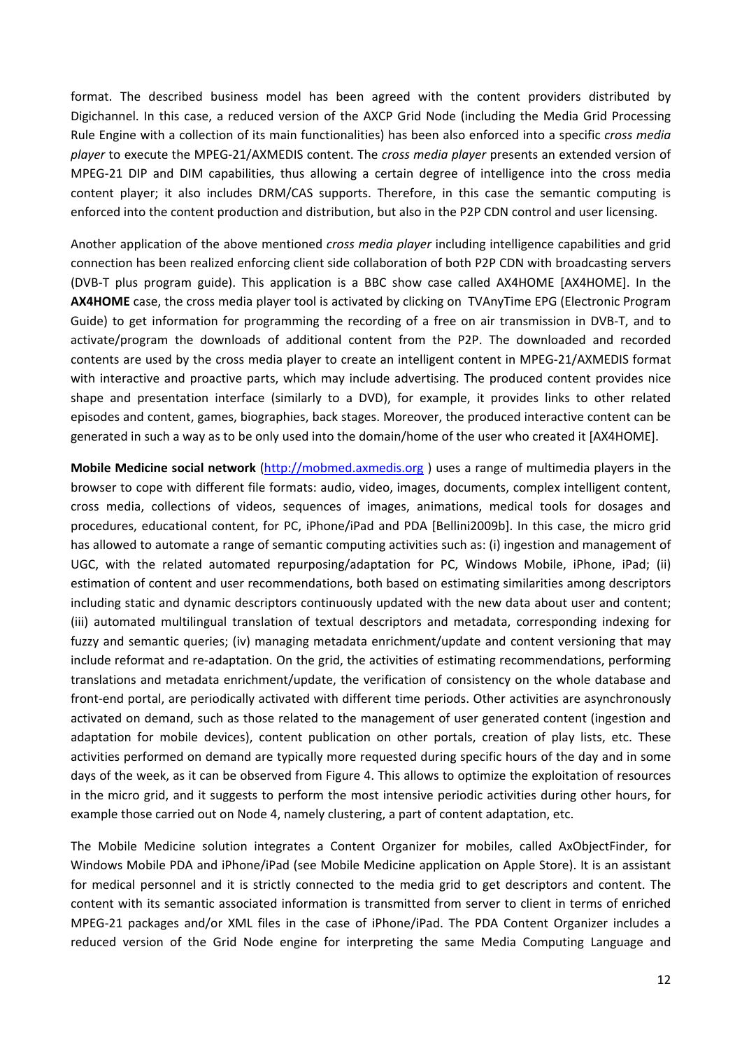format. The described business model has been agreed with the content providers distributed by Digichannel. In this case, a reduced version of the AXCP Grid Node (including the Media Grid Processing Rule Engine with a collection of its main functionalities) has been also enforced into a specific *cross media player* to execute the MPEG-21/AXMEDIS content. The *cross media player* presents an extended version of MPEG-21 DIP and DIM capabilities, thus allowing a certain degree of intelligence into the cross media content player; it also includes DRM/CAS supports. Therefore, in this case the semantic computing is enforced into the content production and distribution, but also in the P2P CDN control and user licensing.

Another application of the above mentioned *cross media player* including intelligence capabilities and grid connection has been realized enforcing client side collaboration of both P2P CDN with broadcasting servers (DVB-T plus program guide). This application is a BBC show case called AX4HOME [AX4HOME]. In the **AX4HOME** case, the cross media player tool is activated by clicking on TVAnyTime EPG (Electronic Program Guide) to get information for programming the recording of a free on air transmission in DVB-T, and to activate/program the downloads of additional content from the P2P. The downloaded and recorded contents are used by the cross media player to create an intelligent content in MPEG-21/AXMEDIS format with interactive and proactive parts, which may include advertising. The produced content provides nice shape and presentation interface (similarly to a DVD), for example, it provides links to other related episodes and content, games, biographies, back stages. Moreover, the produced interactive content can be generated in such a way as to be only used into the domain/home of the user who created it [AX4HOME].

**Mobile Medicine social network** (http://mobmed.axmedis.org ) uses a range of multimedia players in the browser to cope with different file formats: audio, video, images, documents, complex intelligent content, cross media, collections of videos, sequences of images, animations, medical tools for dosages and procedures, educational content, for PC, iPhone/iPad and PDA [Bellini2009b]. In this case, the micro grid has allowed to automate a range of semantic computing activities such as: (i) ingestion and management of UGC, with the related automated repurposing/adaptation for PC, Windows Mobile, iPhone, iPad; (ii) estimation of content and user recommendations, both based on estimating similarities among descriptors including static and dynamic descriptors continuously updated with the new data about user and content; (iii) automated multilingual translation of textual descriptors and metadata, corresponding indexing for fuzzy and semantic queries; (iv) managing metadata enrichment/update and content versioning that may include reformat and re-adaptation. On the grid, the activities of estimating recommendations, performing translations and metadata enrichment/update, the verification of consistency on the whole database and front-end portal, are periodically activated with different time periods. Other activities are asynchronously activated on demand, such as those related to the management of user generated content (ingestion and adaptation for mobile devices), content publication on other portals, creation of play lists, etc. These activities performed on demand are typically more requested during specific hours of the day and in some days of the week, as it can be observed from Figure 4. This allows to optimize the exploitation of resources in the micro grid, and it suggests to perform the most intensive periodic activities during other hours, for example those carried out on Node 4, namely clustering, a part of content adaptation, etc.

The Mobile Medicine solution integrates a Content Organizer for mobiles, called AxObjectFinder, for Windows Mobile PDA and iPhone/iPad (see Mobile Medicine application on Apple Store). It is an assistant for medical personnel and it is strictly connected to the media grid to get descriptors and content. The content with its semantic associated information is transmitted from server to client in terms of enriched MPEG-21 packages and/or XML files in the case of iPhone/iPad. The PDA Content Organizer includes a reduced version of the Grid Node engine for interpreting the same Media Computing Language and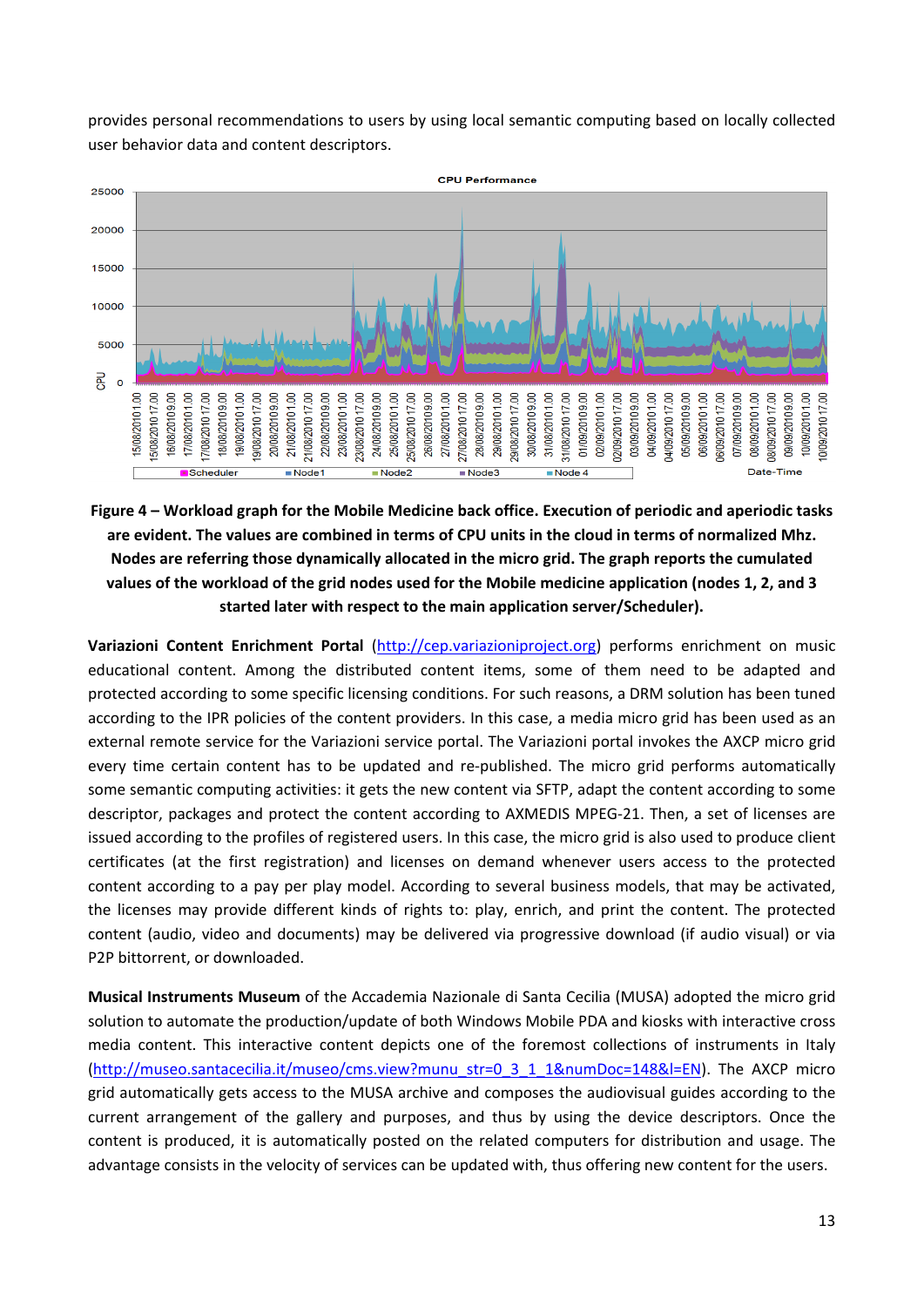provides personal recommendations to users by using local semantic computing based on locally collected user behavior data and content descriptors.

**Figure 4 – Workload graph for the Mobile Medicine back office. Execution of periodic and aperiodic tasks are evident. The values are combined in terms of CPU units in the cloud in terms of normalized Mhz. Nodes are referring those dynamically allocated in the micro grid. The graph reports the cumulated values of the workload of the grid nodes used for the Mobile medicine application (nodes 1, 2, and 3 started later with respect to the main application server/Scheduler).**

**Variazioni Content Enrichment Portal** (http://cep.variazioniproject.org) performs enrichment on music educational content. Among the distributed content items, some of them need to be adapted and protected according to some specific licensing conditions. For such reasons, a DRM solution has been tuned according to the IPR policies of the content providers. In this case, a media micro grid has been used as an external remote service for the Variazioni service portal. The Variazioni portal invokes the AXCP micro grid every time certain content has to be updated and re-published. The micro grid performs automatically some semantic computing activities: it gets the new content via SFTP, adapt the content according to some descriptor, packages and protect the content according to AXMEDIS MPEG-21. Then, a set of licenses are issued according to the profiles of registered users. In this case, the micro grid is also used to produce client certificates (at the first registration) and licenses on demand whenever users access to the protected content according to a pay per play model. According to several business models, that may be activated, the licenses may provide different kinds of rights to: play, enrich, and print the content. The protected content (audio, video and documents) may be delivered via progressive download (if audio visual) or via P2P bittorrent, or downloaded.

**Musical Instruments Museum** of the Accademia Nazionale di Santa Cecilia (MUSA) adopted the micro grid solution to automate the production/update of both Windows Mobile PDA and kiosks with interactive cross media content. This interactive content depicts one of the foremost collections of instruments in Italy (http://museo.santacecilia.it/museo/cms.view?munu_str=0_3_1_1&numDoc=148&l=EN). The AXCP micro grid automatically gets access to the MUSA archive and composes the audiovisual guides according to the current arrangement of the gallery and purposes, and thus by using the device descriptors. Once the content is produced, it is automatically posted on the related computers for distribution and usage. The advantage consists in the velocity of services can be updated with, thus offering new content for the users.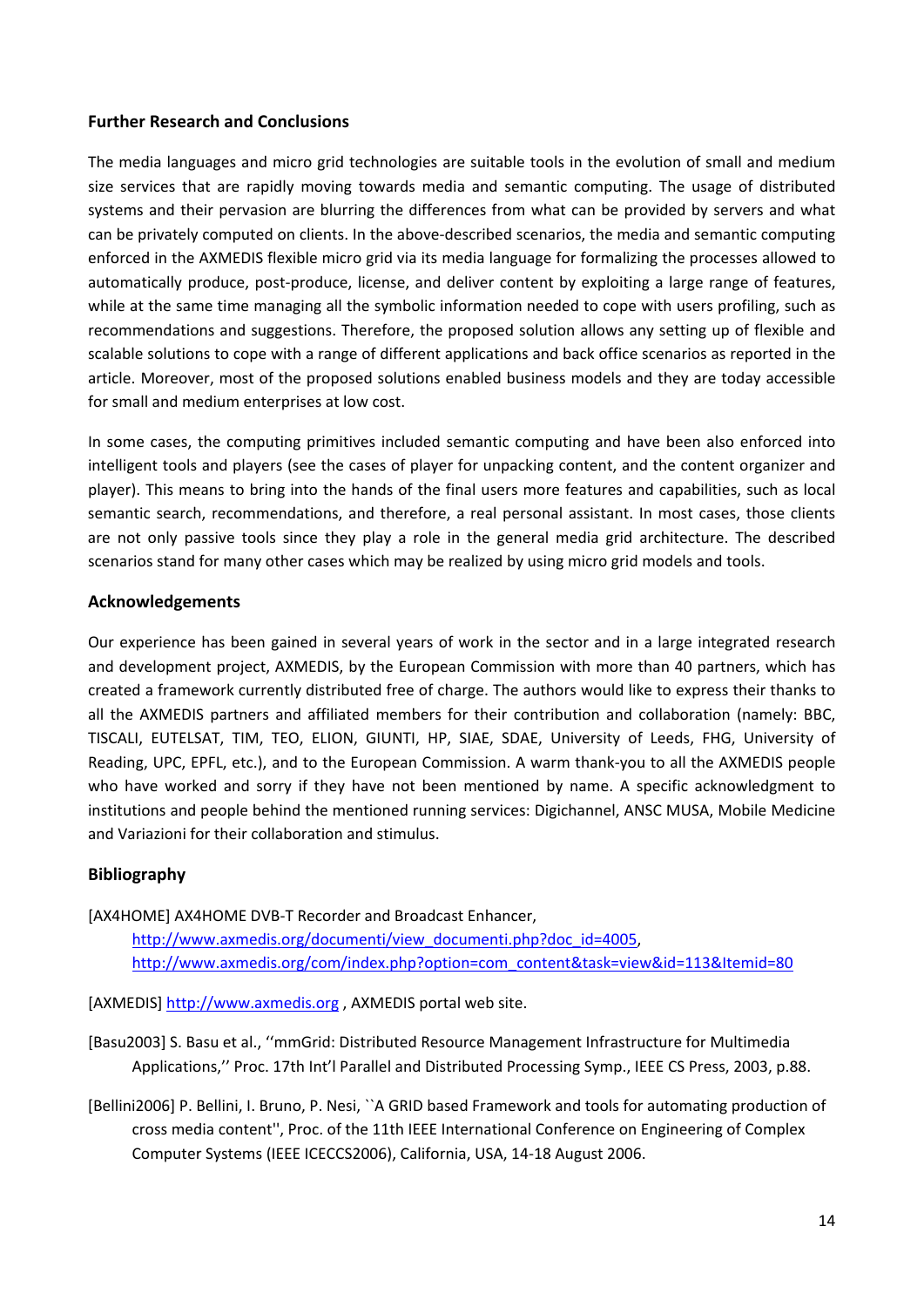## Further Research and Conclusions

The media languages and micro grid technologies are suitable tools in the evolution of small and medium size services that are rapidly moving towards media and semantic computing. The usage of distributed systems and their pervasion are blurring the differences from what can be provided by servers and what can be privately computed on clients. In the above-described scenarios, the media and semantic computing enforced in the AXMEDIS flexible micro grid via its media language for formalizing the processes allowed to automatically produce, post-produce, license, and deliver content by exploiting a large range of features, while at the same time managing all the symbolic information needed to cope with users profiling, such as recommendations and suggestions. Therefore, the proposed solution allows any setting up of flexible and scalable solutions to cope with a range of different applications and back office scenarios as reported in the article. Moreover, most of the proposed solutions enabled business models and they are today accessible for small and medium enterprises at low cost.

In some cases, the computing primitives included semantic computing and have been also enforced into intelligent tools and players (see the cases of player for unpacking content, and the content organizer and player). This means to bring into the hands of the final users more features and capabilities, such as local semantic search, recommendations, and therefore, a real personal assistant. In most cases, those clients are not only passive tools since they play a role in the general media grid architecture. The described scenarios stand for many other cases which may be realized by using micro grid models and tools.

## Acknowledgements

Our experience has been gained in several years of work in the sector and in a large integrated research and development project, AXMEDIS, by the European Commission with more than 40 partners, which has created a framework currently distributed free of charge. The authors would like to express their thanks to all the AXMEDIS partners and affiliated members for their contribution and collaboration (namely: BBC, TISCALI, EUTELSAT, TIM, TEO, ELION, GIUNTI, HP, SIAE, SDAE, University of Leeds, FHG, University of Reading, UPC, EPFL, etc.), and to the European Commission. A warm thank-you to all the AXMEDIS people who have worked and sorry if they have not been mentioned by name. A specific acknowledgment to institutions and people behind the mentioned running services: Digichannel, ANSC MUSA, Mobile Medicine and Variazioni for their collaboration and stimulus.

## Bibliography

[AX4HOME] AX4HOME DVB-T Recorder and Broadcast Enhancer, http://www.axmedis.org/documenti/view_documenti.php?doc_id=4005, http://www.axmedis.org/com/index.php?option=com_content&task=view&id=113&Itemid=80

[AXMEDIS] http://www.axmedis.org , AXMEDIS portal web site.

[Basu2003] S. Basu et al., ''mmGrid: Distributed Resource Management Infrastructure for Multimedia Applications,'' Proc. 17th Int'l Parallel and Distributed Processing Symp., IEEE CS Press, 2003, p.88.

[Bellini2006] P. Bellini, I. Bruno, P. Nesi, ``A GRID based Framework and tools for automating production of cross media content'', Proc. of the 11th IEEE International Conference on Engineering of Complex Computer Systems (IEEE ICECCS2006), California, USA, 14-18 August 2006.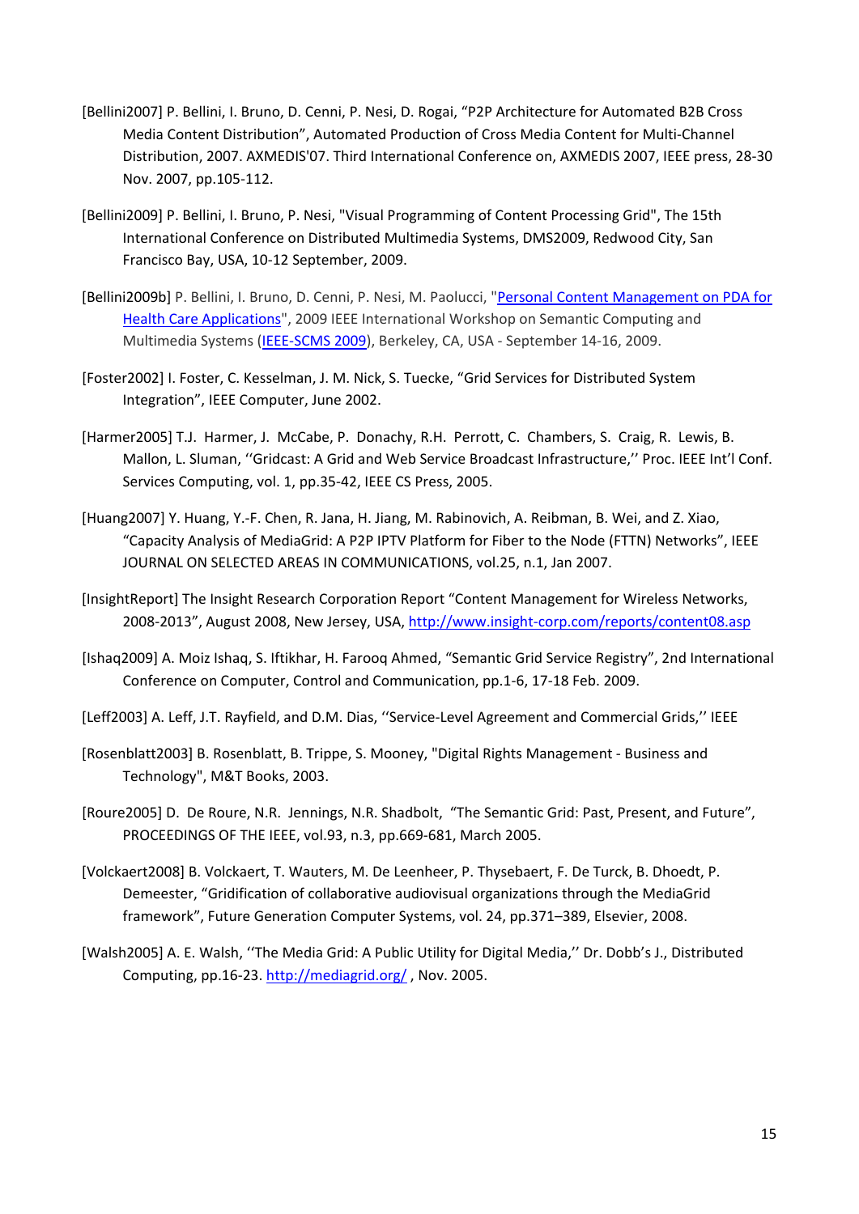[Bellini2007] P. Bellini, I. Bruno, D. Cenni, P. Nesi, D. Rogai, "P2P Architecture for Automated B2B Cross Media Content Distribution", Automated Production of Cross Media Content for Multi-Channel Distribution, 2007. AXMEDIS'07. Third International Conference on, AXMEDIS 2007, IEEE press, 28-30 Nov. 2007, pp.105-112.

[Bellini2009] P. Bellini, I. Bruno, P. Nesi, "Visual Programming of Content Processing Grid", The 15th International Conference on Distributed Multimedia Systems, DMS2009, Redwood City, San Francisco Bay, USA, 10-12 September, 2009.

[Bellini2009b] P. Bellini, I. Bruno, D. Cenni, P. Nesi, M. Paolucci, "Personal Content Management on PDA for Health Care Applications", 2009 IEEE International Workshop on Semantic Computing and Multimedia Systems (IEEE-SCMS 2009), Berkeley, CA, USA - September 14-16, 2009.

[Foster2002] I. Foster, C. Kesselman, J. M. Nick, S. Tuecke, "Grid Services for Distributed System Integration", IEEE Computer, June 2002.

[Harmer2005] T.J. Harmer, J. McCabe, P. Donachy, R.H. Perrott, C. Chambers, S. Craig, R. Lewis, B. Mallon, L. Sluman, ''Gridcast: A Grid and Web Service Broadcast Infrastructure,'' Proc. IEEE Int'l Conf. Services Computing, vol. 1, pp.35-42, IEEE CS Press, 2005.

[Huang2007] Y. Huang, Y.-F. Chen, R. Jana, H. Jiang, M. Rabinovich, A. Reibman, B. Wei, and Z. Xiao, "Capacity Analysis of MediaGrid: A P2P IPTV Platform for Fiber to the Node (FTTN) Networks", IEEE JOURNAL ON SELECTED AREAS IN COMMUNICATIONS, vol.25, n.1, Jan 2007.

[InsightReport] The Insight Research Corporation Report "Content Management for Wireless Networks, 2008-2013", August 2008, New Jersey, USA, http://www.insight-corp.com/reports/content08.asp

[Ishaq2009] A. Moiz Ishaq, S. Iftikhar, H. Farooq Ahmed, "Semantic Grid Service Registry", 2nd International Conference on Computer, Control and Communication, pp.1-6, 17-18 Feb. 2009.

[Leff2003] A. Leff, J.T. Rayfield, and D.M. Dias, ''Service-Level Agreement and Commercial Grids,'' IEEE

[Rosenblatt2003] B. Rosenblatt, B. Trippe, S. Mooney, "Digital Rights Management - Business and Technology", M&T Books, 2003.

[Roure2005] D. De Roure, N.R. Jennings, N.R. Shadbolt, "The Semantic Grid: Past, Present, and Future", PROCEEDINGS OF THE IEEE, vol.93, n.3, pp.669-681, March 2005.

[Volckaert2008] B. Volckaert, T. Wauters, M. De Leenheer, P. Thysebaert, F. De Turck, B. Dhoedt, P. Demeester, "Gridification of collaborative audiovisual organizations through the MediaGrid framework", Future Generation Computer Systems, vol. 24, pp.371–389, Elsevier, 2008.

[Walsh2005] A. E. Walsh, ''The Media Grid: A Public Utility for Digital Media,'' Dr. Dobb's J., Distributed Computing, pp.16-23. http://mediagrid.org/ , Nov. 2005.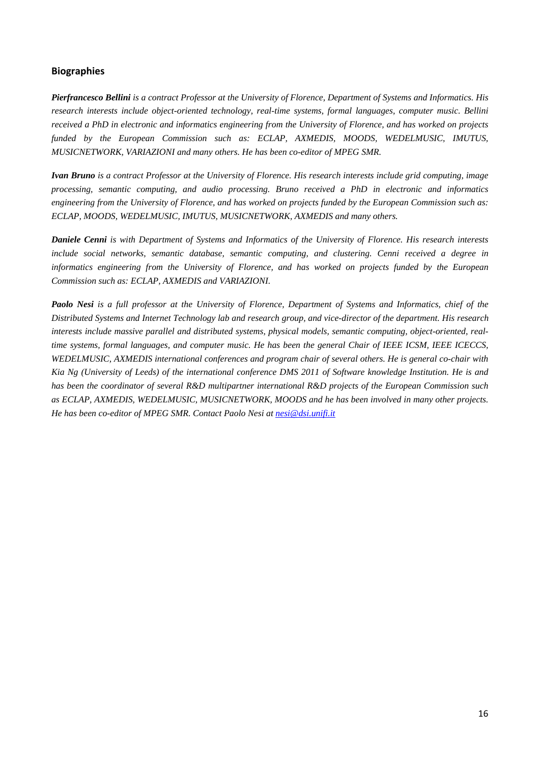## Biographies

***Pierfrancesco Bellini*** *is a contract Professor at the University of Florence, Department of Systems and Informatics. His research interests include object-oriented technology, real-time systems, formal languages, computer music. Bellini received a PhD in electronic and informatics engineering from the University of Florence, and has worked on projects funded by the European Commission such as: ECLAP, AXMEDIS, MOODS, WEDELMUSIC, IMUTUS, MUSICNETWORK, VARIAZIONI and many others. He has been co-editor of MPEG SMR.*

***Ivan Bruno*** *is a contract Professor at the University of Florence. His research interests include grid computing, image processing, semantic computing, and audio processing. Bruno received a PhD in electronic and informatics engineering from the University of Florence, and has worked on projects funded by the European Commission such as: ECLAP, MOODS, WEDELMUSIC, IMUTUS, MUSICNETWORK, AXMEDIS and many others.*

***Daniele Cenni*** *is with Department of Systems and Informatics of the University of Florence. His research interests include social networks, semantic database, semantic computing, and clustering. Cenni received a degree in informatics engineering from the University of Florence, and has worked on projects funded by the European Commission such as: ECLAP, AXMEDIS and VARIAZIONI.*

***Paolo Nesi*** *is a full professor at the University of Florence, Department of Systems and Informatics, chief of the Distributed Systems and Internet Technology lab and research group, and vice-director of the department. His research interests include massive parallel and distributed systems, physical models, semantic computing, object-oriented, real-time systems, formal languages, and computer music. He has been the general Chair of IEEE ICSM, IEEE ICECCS, WEDELMUSIC, AXMEDIS international conferences and program chair of several others. He is general co-chair with Kia Ng (University of Leeds) of the international conference DMS 2011 of Software knowledge Institution. He is and has been the coordinator of several R&D multipartner international R&D projects of the European Commission such as ECLAP, AXMEDIS, WEDELMUSIC, MUSICNETWORK, MOODS and he has been involved in many other projects. He has been co-editor of MPEG SMR. Contact Paolo Nesi at [nesi@dsi.unifi.it](mailto:nesi@dsi.unifi.it)*